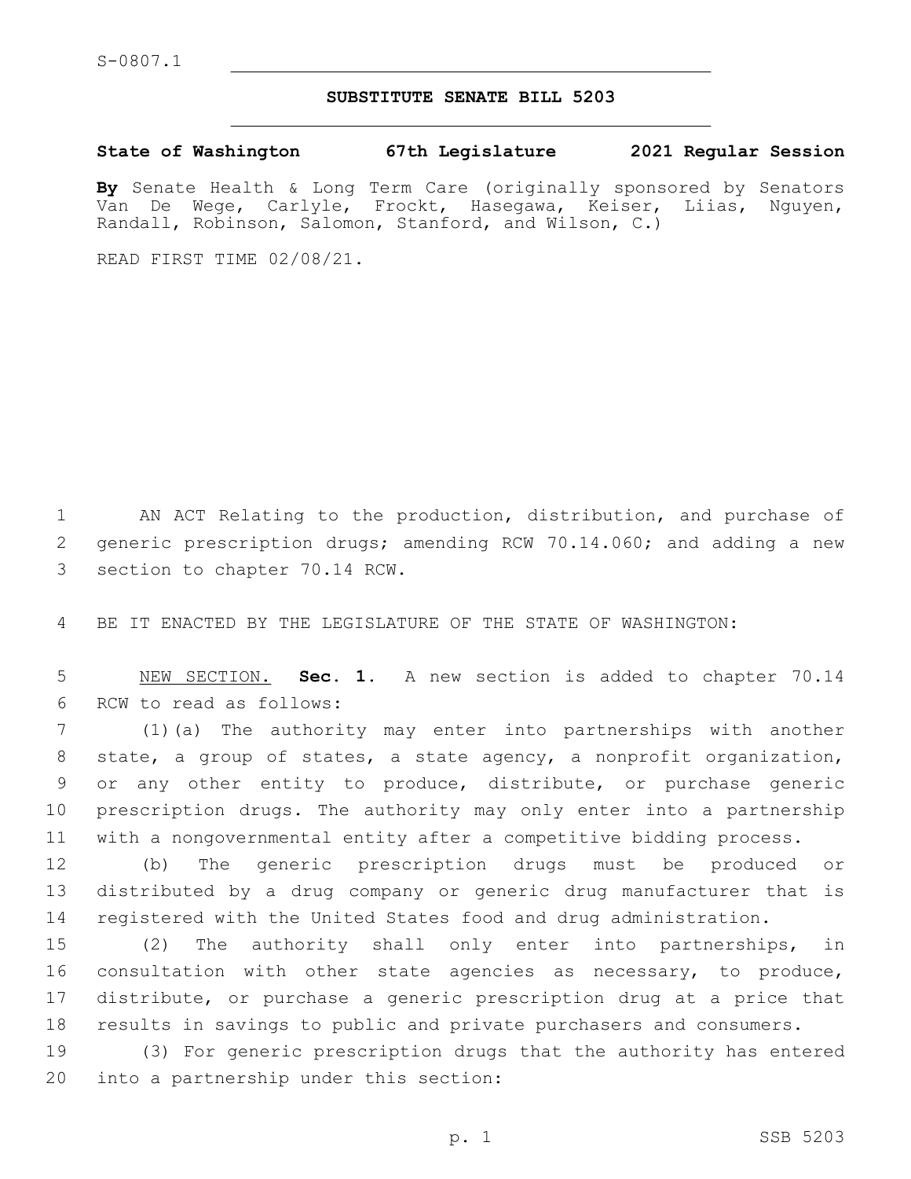S-0807.1

## SUBSTITUTE SENATE BILL 5203

**State of Washington 67th Legislature 2021 Regular Session**

**By** Senate Health & Long Term Care (originally sponsored by Senators Van De Wege, Carlyle, Frockt, Hasegawa, Keiser, Liias, Nguyen, Randall, Robinson, Salomon, Stanford, and Wilson, C.)

READ FIRST TIME 02/08/21.

AN ACT Relating to the production, distribution, and purchase of generic prescription drugs; amending RCW 70.14.060; and adding a new section to chapter 70.14 RCW.

BE IT ENACTED BY THE LEGISLATURE OF THE STATE OF WASHINGTON:

NEW SECTION. **Sec. 1.** A new section is added to chapter 70.14 RCW to read as follows:

(1)(a) The authority may enter into partnerships with another state, a group of states, a state agency, a nonprofit organization, or any other entity to produce, distribute, or purchase generic prescription drugs. The authority may only enter into a partnership with a nongovernmental entity after a competitive bidding process.

(b) The generic prescription drugs must be produced or distributed by a drug company or generic drug manufacturer that is registered with the United States food and drug administration.

(2) The authority shall only enter into partnerships, in consultation with other state agencies as necessary, to produce, distribute, or purchase a generic prescription drug at a price that results in savings to public and private purchasers and consumers.

(3) For generic prescription drugs that the authority has entered into a partnership under this section: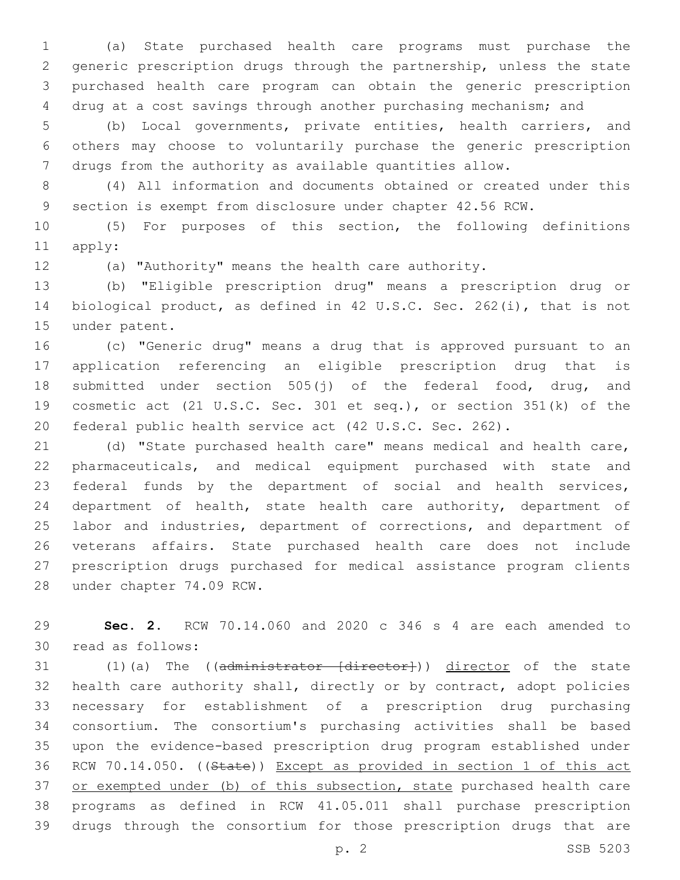(a) State purchased health care programs must purchase the generic prescription drugs through the partnership, unless the state purchased health care program can obtain the generic prescription drug at a cost savings through another purchasing mechanism; and

(b) Local governments, private entities, health carriers, and others may choose to voluntarily purchase the generic prescription drugs from the authority as available quantities allow.

(4) All information and documents obtained or created under this section is exempt from disclosure under chapter 42.56 RCW.

(5) For purposes of this section, the following definitions apply:

(a) "Authority" means the health care authority.

(b) "Eligible prescription drug" means a prescription drug or biological product, as defined in 42 U.S.C. Sec. 262(i), that is not under patent.

(c) "Generic drug" means a drug that is approved pursuant to an application referencing an eligible prescription drug that is submitted under section 505(j) of the federal food, drug, and cosmetic act (21 U.S.C. Sec. 301 et seq.), or section 351(k) of the federal public health service act (42 U.S.C. Sec. 262).

(d) "State purchased health care" means medical and health care, pharmaceuticals, and medical equipment purchased with state and federal funds by the department of social and health services, department of health, state health care authority, department of labor and industries, department of corrections, and department of veterans affairs. State purchased health care does not include prescription drugs purchased for medical assistance program clients under chapter 74.09 RCW.

**Sec. 2.** RCW 70.14.060 and 2020 c 346 s 4 are each amended to read as follows:

(1)(a) The ((~~administrator [director]~~)) <u>director</u> of the state health care authority shall, directly or by contract, adopt policies necessary for establishment of a prescription drug purchasing consortium. The consortium's purchasing activities shall be based upon the evidence-based prescription drug program established under RCW 70.14.050. ((~~State~~)) <u>Except as provided in section 1 of this act or exempted under (b) of this subsection, state</u> purchased health care programs as defined in RCW 41.05.011 shall purchase prescription drugs through the consortium for those prescription drugs that are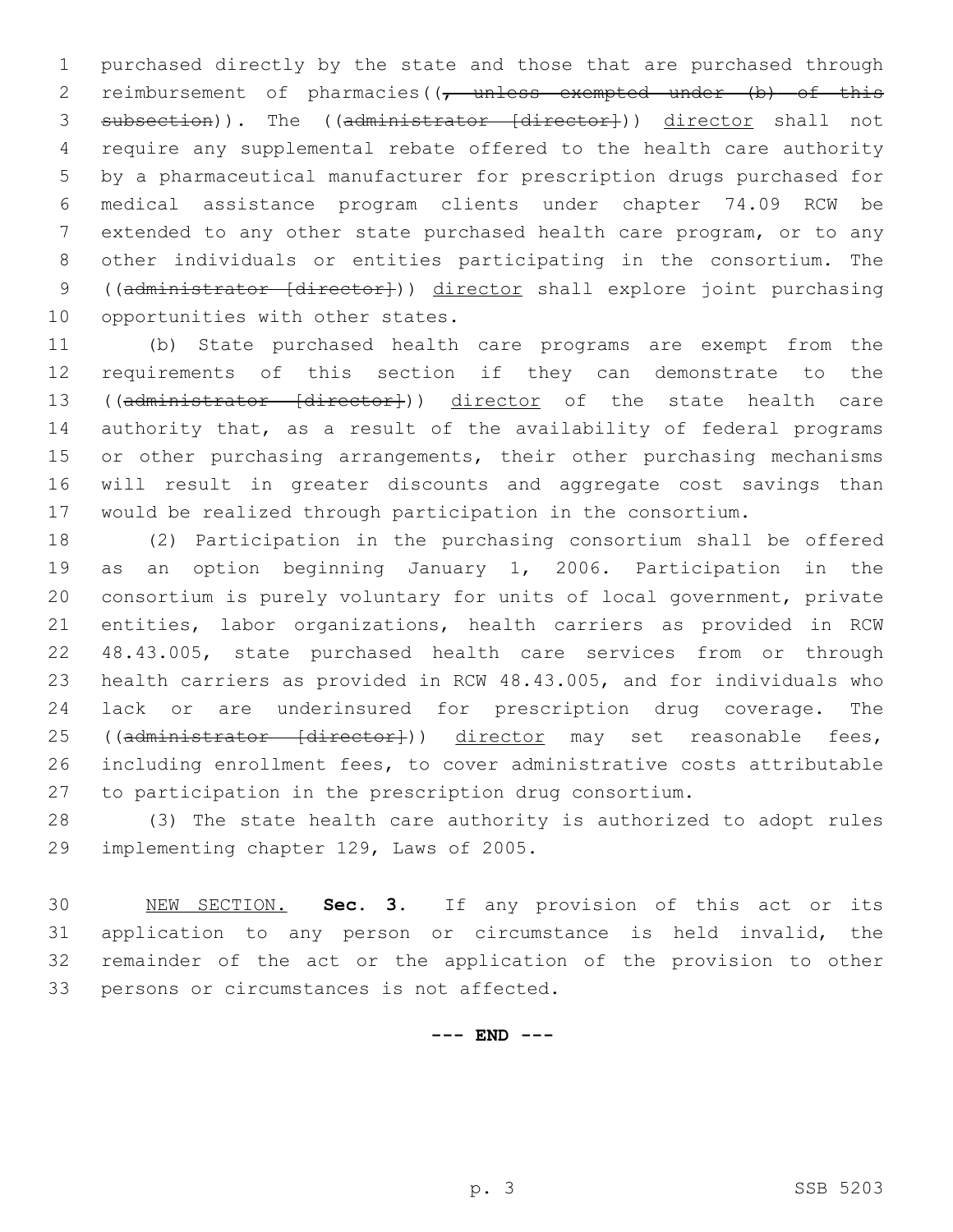purchased directly by the state and those that are purchased through reimbursement of pharmacies((~~, unless exempted under (b) of this subsection~~)). The ((~~administrator [director]~~)) director shall not require any supplemental rebate offered to the health care authority by a pharmaceutical manufacturer for prescription drugs purchased for medical assistance program clients under chapter 74.09 RCW be extended to any other state purchased health care program, or to any other individuals or entities participating in the consortium. The ((~~administrator [director]~~)) director shall explore joint purchasing opportunities with other states.

(b) State purchased health care programs are exempt from the requirements of this section if they can demonstrate to the ((~~administrator [director]~~)) director of the state health care authority that, as a result of the availability of federal programs or other purchasing arrangements, their other purchasing mechanisms will result in greater discounts and aggregate cost savings than would be realized through participation in the consortium.

(2) Participation in the purchasing consortium shall be offered as an option beginning January 1, 2006. Participation in the consortium is purely voluntary for units of local government, private entities, labor organizations, health carriers as provided in RCW 48.43.005, state purchased health care services from or through health carriers as provided in RCW 48.43.005, and for individuals who lack or are underinsured for prescription drug coverage. The ((~~administrator [director]~~)) director may set reasonable fees, including enrollment fees, to cover administrative costs attributable to participation in the prescription drug consortium.

(3) The state health care authority is authorized to adopt rules implementing chapter 129, Laws of 2005.

NEW SECTION. **Sec. 3.** If any provision of this act or its application to any person or circumstance is held invalid, the remainder of the act or the application of the provision to other persons or circumstances is not affected.

**--- END ---**